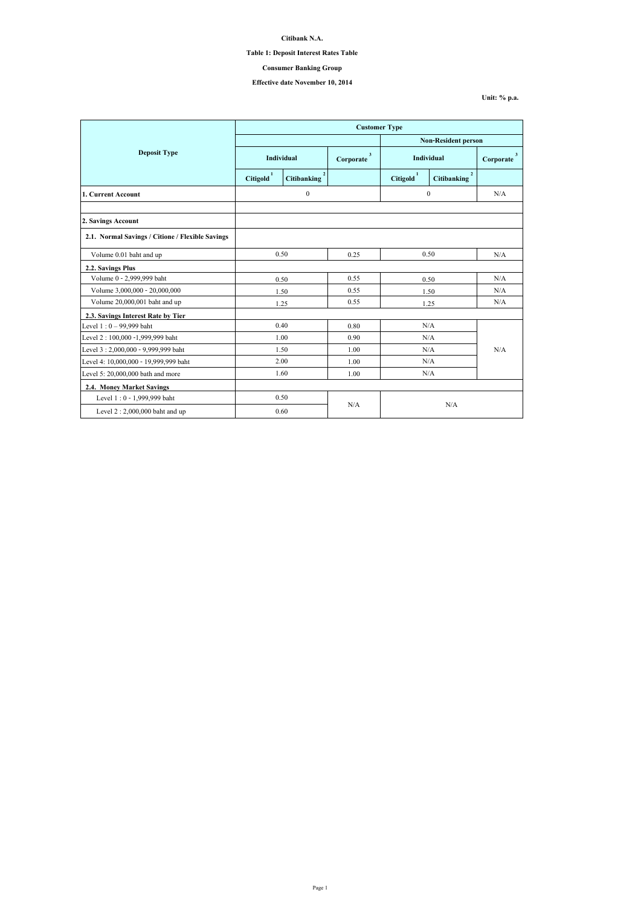**Citibank N.A.**

**Table 1: Deposit Interest Rates Table**

**Consumer Banking Group**

**Effective date November 10, 2014**

**Unit: % p.a.**

| Deposit Type | Customer Type | | | | | |
|---|---|---|---|---|---|---|
| | | | | Non-Resident person | | |
| | Individual | | Corporate [3] | Individual | | Corporate [3] |
| | Citigold [1] | Citibanking [2] | | Citigold [1] | Citibanking [2] | |
| **1. Current Account** | 0 | | | 0 | | N/A |
| | | | | | | |
| **2. Savings Account** | | | | | | |
| **2.1. Normal Savings / Citione / Flexible Savings** | | | | | | |
| Volume 0.01 baht and up | 0.50 | | 0.25 | 0.50 | | N/A |
| **2.2. Savings Plus** | | | | | | |
| Volume 0 - 2,999,999 baht | 0.50 | | 0.55 | 0.50 | | N/A |
| Volume 3,000,000 - 20,000,000 | 1.50 | | 0.55 | 1.50 | | N/A |
| Volume 20,000,001 baht and up | 1.25 | | 0.55 | 1.25 | | N/A |
| **2.3. Savings Interest Rate by Tier** | | | | | | |
| Level 1 : 0 – 99,999 baht | 0.40 | | 0.80 | N/A | | N/A |
| Level 2 : 100,000 -1,999,999 baht | 1.00 | | 0.90 | N/A | | |
| Level 3 : 2,000,000 - 9,999,999 baht | 1.50 | | 1.00 | N/A | | |
| Level 4: 10,000,000 - 19,999,999 baht | 2.00 | | 1.00 | N/A | | |
| Level 5: 20,000,000 bath and more | 1.60 | | 1.00 | N/A | | |
| **2.4. Money Market Savings** | | | | | | |
| Level 1 : 0 - 1,999,999 baht | 0.50 | | N/A | N/A | | |
| Level 2 : 2,000,000 baht and up | 0.60 | | | | | |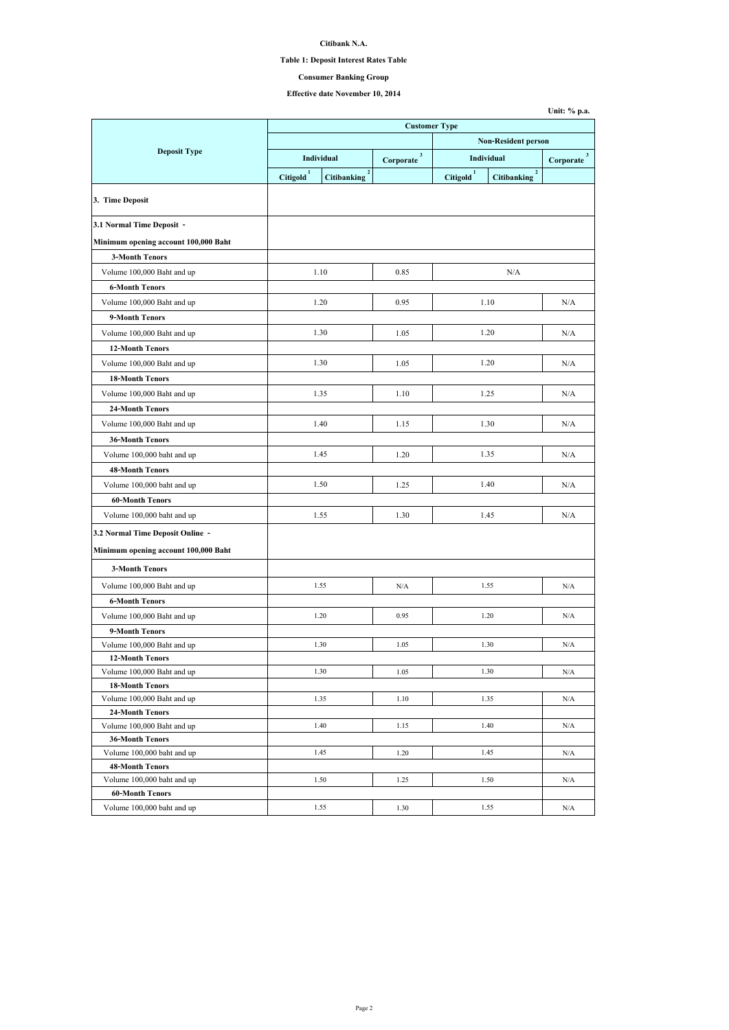**Citibank N.A.**

**Table 1: Deposit Interest Rates Table**

**Consumer Banking Group**

**Effective date November 10, 2014**

**Unit: % p.a.**

| Deposit Type | Customer Type | | | | | |
|---|---|---|---|---|---|---|
| | | | | Non-Resident person | | |
| | Individual | | Corporate [3] | Individual | | Corporate [3] |
| | Citigold [1] | Citibanking [2] | | Citigold [1] | Citibanking [2] | |
| **3. Time Deposit** | | | | | | |
| **3.1 Normal Time Deposit - Minimum opening account 100,000 Baht** | | | | | | |
| **3-Month Tenors** | | | | | | |
| Volume 100,000 Baht and up | 1.10 | | 0.85 | N/A | | |
| **6-Month Tenors** | | | | | | |
| Volume 100,000 Baht and up | 1.20 | | 0.95 | 1.10 | | N/A |
| **9-Month Tenors** | | | | | | |
| Volume 100,000 Baht and up | 1.30 | | 1.05 | 1.20 | | N/A |
| **12-Month Tenors** | | | | | | |
| Volume 100,000 Baht and up | 1.30 | | 1.05 | 1.20 | | N/A |
| **18-Month Tenors** | | | | | | |
| Volume 100,000 Baht and up | 1.35 | | 1.10 | 1.25 | | N/A |
| **24-Month Tenors** | | | | | | |
| Volume 100,000 Baht and up | 1.40 | | 1.15 | 1.30 | | N/A |
| **36-Month Tenors** | | | | | | |
| Volume 100,000 baht and up | 1.45 | | 1.20 | 1.35 | | N/A |
| **48-Month Tenors** | | | | | | |
| Volume 100,000 baht and up | 1.50 | | 1.25 | 1.40 | | N/A |
| **60-Month Tenors** | | | | | | |
| Volume 100,000 baht and up | 1.55 | | 1.30 | 1.45 | | N/A |
| **3.2 Normal Time Deposit Online - Minimum opening account 100,000 Baht** | | | | | | |
| **3-Month Tenors** | | | | | | |
| Volume 100,000 Baht and up | 1.55 | | N/A | 1.55 | | N/A |
| **6-Month Tenors** | | | | | | |
| Volume 100,000 Baht and up | 1.20 | | 0.95 | 1.20 | | N/A |
| **9-Month Tenors** | | | | | | |
| Volume 100,000 Baht and up | 1.30 | | 1.05 | 1.30 | | N/A |
| **12-Month Tenors** | | | | | | |
| Volume 100,000 Baht and up | 1.30 | | 1.05 | 1.30 | | N/A |
| **18-Month Tenors** | | | | | | |
| Volume 100,000 Baht and up | 1.35 | | 1.10 | 1.35 | | N/A |
| **24-Month Tenors** | | | | | | |
| Volume 100,000 Baht and up | 1.40 | | 1.15 | 1.40 | | N/A |
| **36-Month Tenors** | | | | | | |
| Volume 100,000 baht and up | 1.45 | | 1.20 | 1.45 | | N/A |
| **48-Month Tenors** | | | | | | |
| Volume 100,000 baht and up | 1.50 | | 1.25 | 1.50 | | N/A |
| **60-Month Tenors** | | | | | | |
| Volume 100,000 baht and up | 1.55 | | 1.30 | 1.55 | | N/A |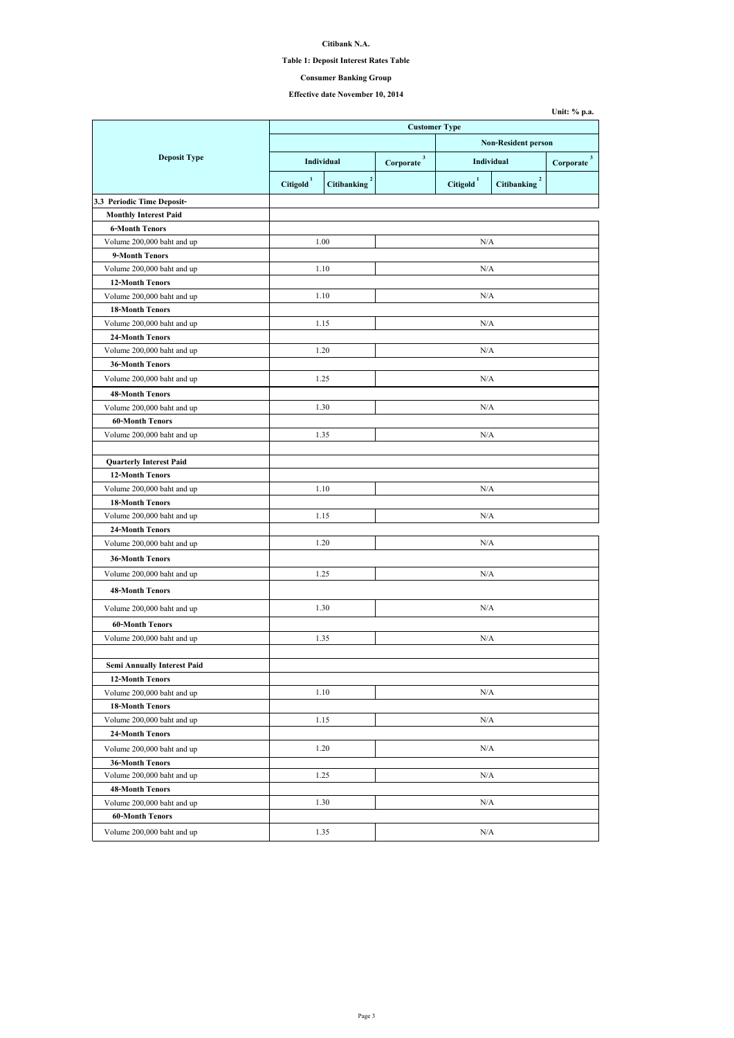**Citibank N.A.**

**Table 1: Deposit Interest Rates Table**

**Consumer Banking Group**

**Effective date November 10, 2014**

**Unit: % p.a.**

| Deposit Type | Customer Type | | | | | |
|---|---|---|---|---|---|---|
| | | | | Non-Resident person | | |
| | Individual | | Corporate [3] | Individual | | Corporate [3] |
| | Citigold [1] | Citibanking [2] | | Citigold [1] | Citibanking [2] | |
| **3.3 Periodic Time Deposit-** | | | | | | |
| **Monthly Interest Paid** | | | | | | |
| **6-Month Tenors** | | | | | | |
| Volume 200,000 baht and up | 1.00 | | N/A | | | |
| **9-Month Tenors** | | | | | | |
| Volume 200,000 baht and up | 1.10 | | N/A | | | |
| **12-Month Tenors** | | | | | | |
| Volume 200,000 baht and up | 1.10 | | N/A | | | |
| **18-Month Tenors** | | | | | | |
| Volume 200,000 baht and up | 1.15 | | N/A | | | |
| **24-Month Tenors** | | | | | | |
| Volume 200,000 baht and up | 1.20 | | N/A | | | |
| **36-Month Tenors** | | | | | | |
| Volume 200,000 baht and up | 1.25 | | N/A | | | |
| **48-Month Tenors** | | | | | | |
| Volume 200,000 baht and up | 1.30 | | N/A | | | |
| **60-Month Tenors** | | | | | | |
| Volume 200,000 baht and up | 1.35 | | N/A | | | |
| | | | | | | |
| **Quarterly Interest Paid** | | | | | | |
| **12-Month Tenors** | | | | | | |
| Volume 200,000 baht and up | 1.10 | | N/A | | | |
| **18-Month Tenors** | | | | | | |
| Volume 200,000 baht and up | 1.15 | | N/A | | | |
| **24-Month Tenors** | | | | | | |
| Volume 200,000 baht and up | 1.20 | | N/A | | | |
| **36-Month Tenors** | | | | | | |
| Volume 200,000 baht and up | 1.25 | | N/A | | | |
| **48-Month Tenors** | | | | | | |
| Volume 200,000 baht and up | 1.30 | | N/A | | | |
| **60-Month Tenors** | | | | | | |
| Volume 200,000 baht and up | 1.35 | | N/A | | | |
| | | | | | | |
| **Semi Annually Interest Paid** | | | | | | |
| **12-Month Tenors** | | | | | | |
| Volume 200,000 baht and up | 1.10 | | N/A | | | |
| **18-Month Tenors** | | | | | | |
| Volume 200,000 baht and up | 1.15 | | N/A | | | |
| **24-Month Tenors** | | | | | | |
| Volume 200,000 baht and up | 1.20 | | N/A | | | |
| **36-Month Tenors** | | | | | | |
| Volume 200,000 baht and up | 1.25 | | N/A | | | |
| **48-Month Tenors** | | | | | | |
| Volume 200,000 baht and up | 1.30 | | N/A | | | |
| **60-Month Tenors** | | | | | | |
| Volume 200,000 baht and up | 1.35 | | N/A | | | |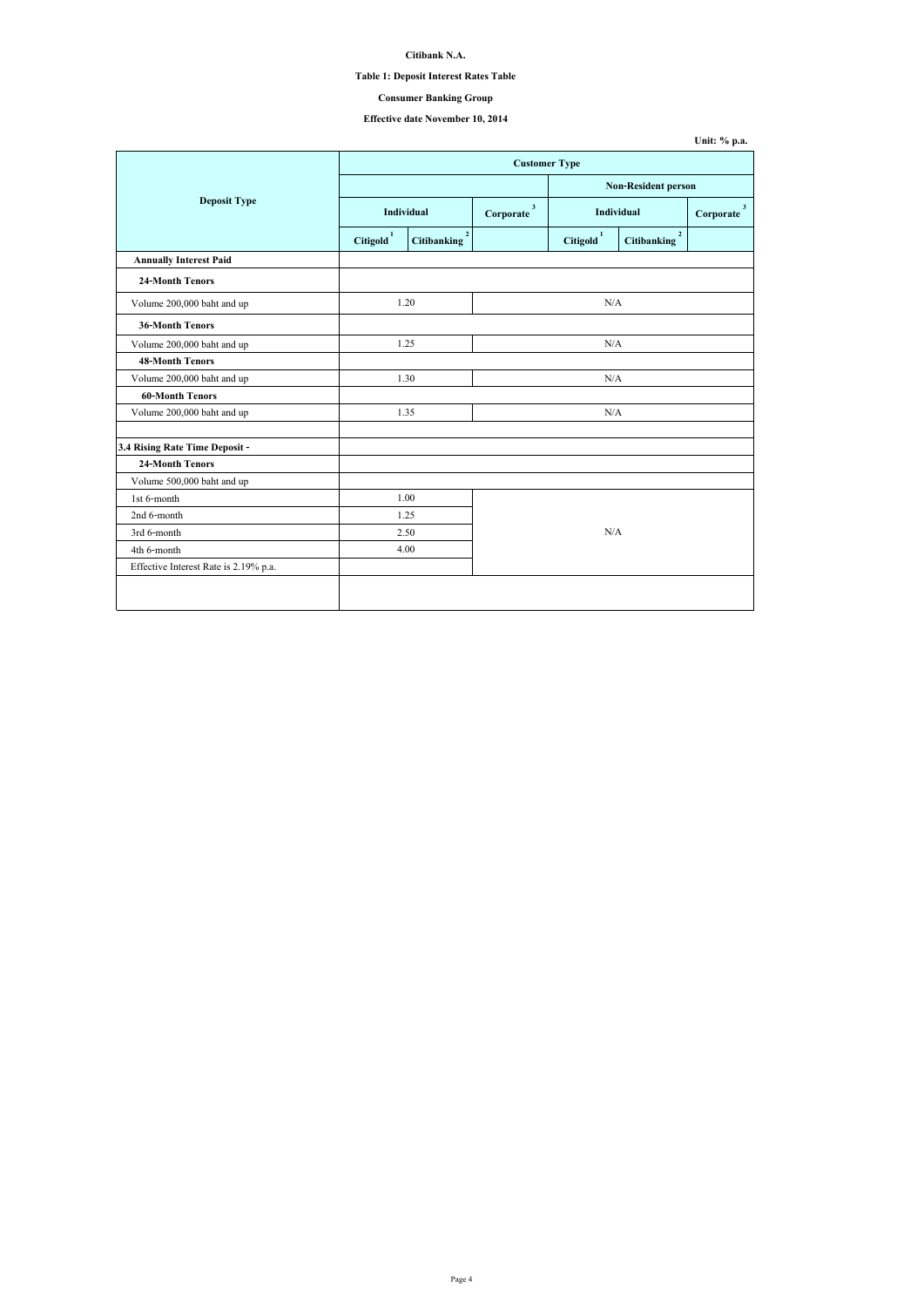**Citibank N.A.**

**Table 1: Deposit Interest Rates Table**

**Consumer Banking Group**

**Effective date November 10, 2014**

**Unit: % p.a.**

| Deposit Type | Customer Type | | | | | |
|---|---|---|---|---|---|---|
| | | | | Non-Resident person | | |
| | Individual | | Corporate [3] | Individual | | Corporate [3] |
| | Citigold [1] | Citibanking [2] | | Citigold [1] | Citibanking [2] | |
| **Annually Interest Paid** | | | | | | |
| **24-Month Tenors** | | | | | | |
| Volume 200,000 baht and up | 1.20 | | N/A | | | |
| **36-Month Tenors** | | | | | | |
| Volume 200,000 baht and up | 1.25 | | N/A | | | |
| **48-Month Tenors** | | | | | | |
| Volume 200,000 baht and up | 1.30 | | N/A | | | |
| **60-Month Tenors** | | | | | | |
| Volume 200,000 baht and up | 1.35 | | N/A | | | |
| | | | | | | |
| **3.4 Rising Rate Time Deposit -** | | | | | | |
| **24-Month Tenors** | | | | | | |
| Volume 500,000 baht and up | | | | | | |
| 1st 6-month | 1.00 | | N/A | | | |
| 2nd 6-month | 1.25 | | | | | |
| 3rd 6-month | 2.50 | | | | | |
| 4th 6-month | 4.00 | | | | | |
| Effective Interest Rate is 2.19% p.a. | | | | | | |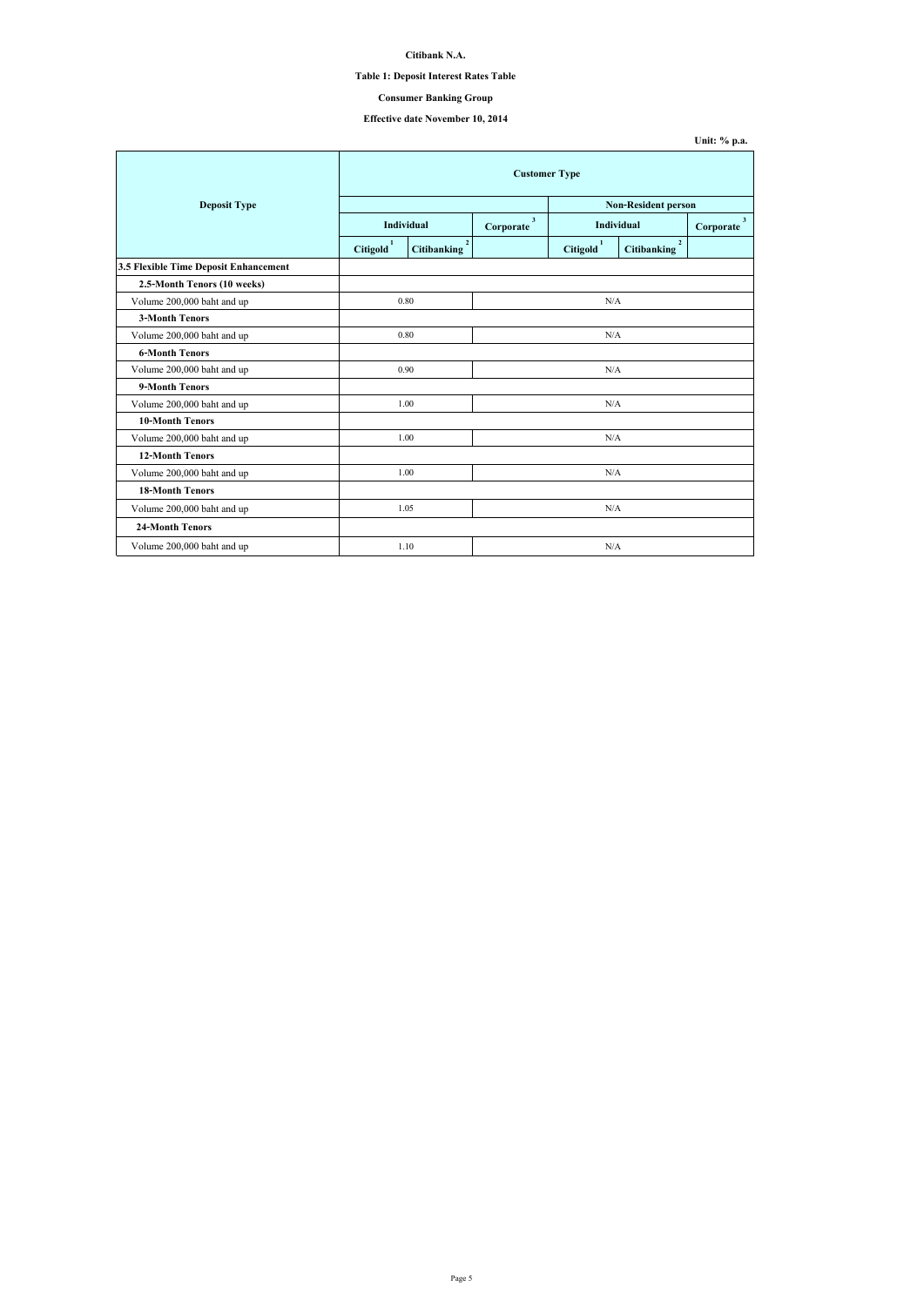**Citibank N.A.**

**Table 1: Deposit Interest Rates Table**

**Consumer Banking Group**

**Effective date November 10, 2014**

**Unit: % p.a.**

| Deposit Type | Customer Type | | | | | |
|---|---|---|---|---|---|---|
| | | | | Non-Resident person | | |
| | Individual | | Corporate [3] | Individual | | Corporate [3] |
| | Citigold [1] | Citibanking [2] | | Citigold [1] | Citibanking [2] | |
| **3.5 Flexible Time Deposit Enhancement** | | | | | | |
| **2.5-Month Tenors (10 weeks)** | | | | | | |
| Volume 200,000 baht and up | 0.80 | | N/A | | | |
| **3-Month Tenors** | | | | | | |
| Volume 200,000 baht and up | 0.80 | | N/A | | | |
| **6-Month Tenors** | | | | | | |
| Volume 200,000 baht and up | 0.90 | | N/A | | | |
| **9-Month Tenors** | | | | | | |
| Volume 200,000 baht and up | 1.00 | | N/A | | | |
| **10-Month Tenors** | | | | | | |
| Volume 200,000 baht and up | 1.00 | | N/A | | | |
| **12-Month Tenors** | | | | | | |
| Volume 200,000 baht and up | 1.00 | | N/A | | | |
| **18-Month Tenors** | | | | | | |
| Volume 200,000 baht and up | 1.05 | | N/A | | | |
| **24-Month Tenors** | | | | | | |
| Volume 200,000 baht and up | 1.10 | | N/A | | | |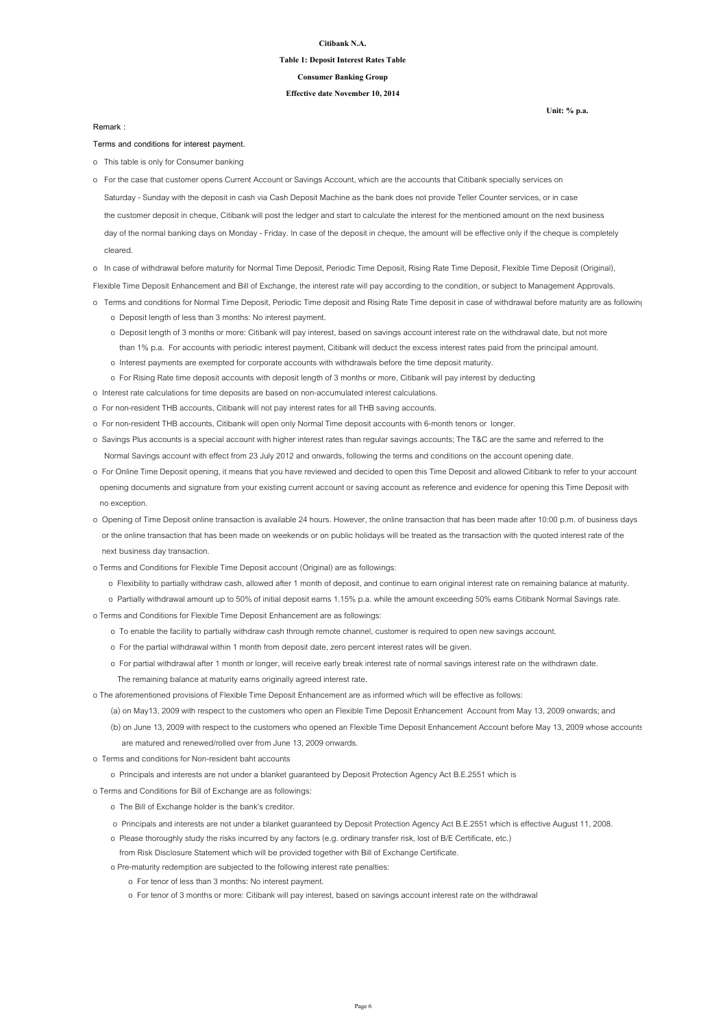**Citibank N.A.**

**Table 1: Deposit Interest Rates Table**

**Consumer Banking Group**

**Effective date November 10, 2014**

**Unit: % p.a.**

Remark :

Terms and conditions for interest payment.

- o This table is only for Consumer banking
- o For the case that customer opens Current Account or Savings Account, which are the accounts that Citibank specially services on Saturday - Sunday with the deposit in cash via Cash Deposit Machine as the bank does not provide Teller Counter services, or in case the customer deposit in cheque, Citibank will post the ledger and start to calculate the interest for the mentioned amount on the next business day of the normal banking days on Monday - Friday. In case of the deposit in cheque, the amount will be effective only if the cheque is completely cleared.
- o In case of withdrawal before maturity for Normal Time Deposit, Periodic Time Deposit, Rising Rate Time Deposit, Flexible Time Deposit (Original), Flexible Time Deposit Enhancement and Bill of Exchange, the interest rate will pay according to the condition, or subject to Management Approvals.
- o Terms and conditions for Normal Time Deposit, Periodic Time deposit and Rising Rate Time deposit in case of withdrawal before maturity are as following
    - o Deposit length of less than 3 months: No interest payment.
    - o Deposit length of 3 months or more: Citibank will pay interest, based on savings account interest rate on the withdrawal date, but not more than 1% p.a. For accounts with periodic interest payment, Citibank will deduct the excess interest rates paid from the principal amount.
    - o Interest payments are exempted for corporate accounts with withdrawals before the time deposit maturity.
    - o For Rising Rate time deposit accounts with deposit length of 3 months or more, Citibank will pay interest by deducting
- o Interest rate calculations for time deposits are based on non-accumulated interest calculations.
- o For non-resident THB accounts, Citibank will not pay interest rates for all THB saving accounts.
- o For non-resident THB accounts, Citibank will open only Normal Time deposit accounts with 6-month tenors or longer.
- o Savings Plus accounts is a special account with higher interest rates than regular savings accounts; The T&C are the same and referred to the Normal Savings account with effect from 23 July 2012 and onwards, following the terms and conditions on the account opening date.
- o For Online Time Deposit opening, it means that you have reviewed and decided to open this Time Deposit and allowed Citibank to refer to your account opening documents and signature from your existing current account or saving account as reference and evidence for opening this Time Deposit with no exception.
- o Opening of Time Deposit online transaction is available 24 hours. However, the online transaction that has been made after 10:00 p.m. of business days or the online transaction that has been made on weekends or on public holidays will be treated as the transaction with the quoted interest rate of the next business day transaction.
- o Terms and Conditions for Flexible Time Deposit account (Original) are as followings:
    - o Flexibility to partially withdraw cash, allowed after 1 month of deposit, and continue to earn original interest rate on remaining balance at maturity.
    - o Partially withdrawal amount up to 50% of initial deposit earns 1.15% p.a. while the amount exceeding 50% earns Citibank Normal Savings rate.
- o Terms and Conditions for Flexible Time Deposit Enhancement are as followings:
    - o To enable the facility to partially withdraw cash through remote channel, customer is required to open new savings account.
    - o For the partial withdrawal within 1 month from deposit date, zero percent interest rates will be given.
    - o For partial withdrawal after 1 month or longer, will receive early break interest rate of normal savings interest rate on the withdrawn date. The remaining balance at maturity earns originally agreed interest rate.
- o The aforementioned provisions of Flexible Time Deposit Enhancement are as informed which will be effective as follows:
    - (a) on May13, 2009 with respect to the customers who open an Flexible Time Deposit Enhancement Account from May 13, 2009 onwards; and
    - (b) on June 13, 2009 with respect to the customers who opened an Flexible Time Deposit Enhancement Account before May 13, 2009 whose accounts are matured and renewed/rolled over from June 13, 2009 onwards.
- o Terms and conditions for Non-resident baht accounts
    - o Principals and interests are not under a blanket guaranteed by Deposit Protection Agency Act B.E.2551 which is
- o Terms and Conditions for Bill of Exchange are as followings:
    - o The Bill of Exchange holder is the bank's creditor.
    - o Principals and interests are not under a blanket guaranteed by Deposit Protection Agency Act B.E.2551 which is effective August 11, 2008.
    - o Please thoroughly study the risks incurred by any factors (e.g. ordinary transfer risk, lost of B/E Certificate, etc.) from Risk Disclosure Statement which will be provided together with Bill of Exchange Certificate.
    - o Pre-maturity redemption are subjected to the following interest rate penalties:
        - o For tenor of less than 3 months: No interest payment.
        - o For tenor of 3 months or more: Citibank will pay interest, based on savings account interest rate on the withdrawal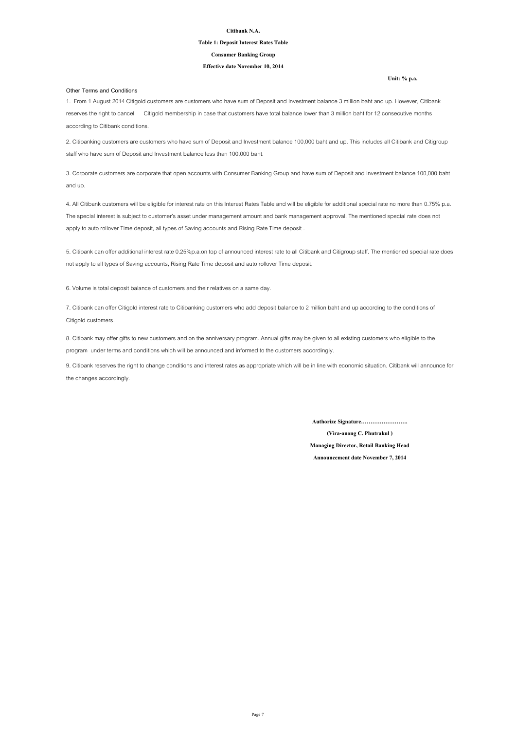**Citibank N.A.**

**Table 1: Deposit Interest Rates Table**

**Consumer Banking Group**

**Effective date November 10, 2014**

**Unit: % p.a.**

**Other Terms and Conditions**

1. From 1 August 2014 Citigold customers are customers who have sum of Deposit and Investment balance 3 million baht and up. However, Citibank reserves the right to cancel Citigold membership in case that customers have total balance lower than 3 million baht for 12 consecutive months according to Citibank conditions.

2. Citibanking customers are customers who have sum of Deposit and Investment balance 100,000 baht and up. This includes all Citibank and Citigroup staff who have sum of Deposit and Investment balance less than 100,000 baht.

3. Corporate customers are corporate that open accounts with Consumer Banking Group and have sum of Deposit and Investment balance 100,000 baht and up.

4. All Citibank customers will be eligible for interest rate on this Interest Rates Table and will be eligible for additional special rate no more than 0.75% p.a. The special interest is subject to customer's asset under management amount and bank management approval. The mentioned special rate does not apply to auto rollover Time deposit, all types of Saving accounts and Rising Rate Time deposit .

5. Citibank can offer additional interest rate 0.25%p.a.on top of announced interest rate to all Citibank and Citigroup staff. The mentioned special rate does not apply to all types of Saving accounts, Rising Rate Time deposit and auto rollover Time deposit.

6. Volume is total deposit balance of customers and their relatives on a same day.

7. Citibank can offer Citigold interest rate to Citibanking customers who add deposit balance to 2 million baht and up according to the conditions of Citigold customers.

8. Citibank may offer gifts to new customers and on the anniversary program. Annual gifts may be given to all existing customers who eligible to the program under terms and conditions which will be announced and informed to the customers accordingly.

9. Citibank reserves the right to change conditions and interest rates as appropriate which will be in line with economic situation. Citibank will announce for the changes accordingly.

**Authorize Signature…………………….**

**(Vira-anong C. Phutrakul )**

**Managing Director, Retail Banking Head**

**Announcement date November 7, 2014**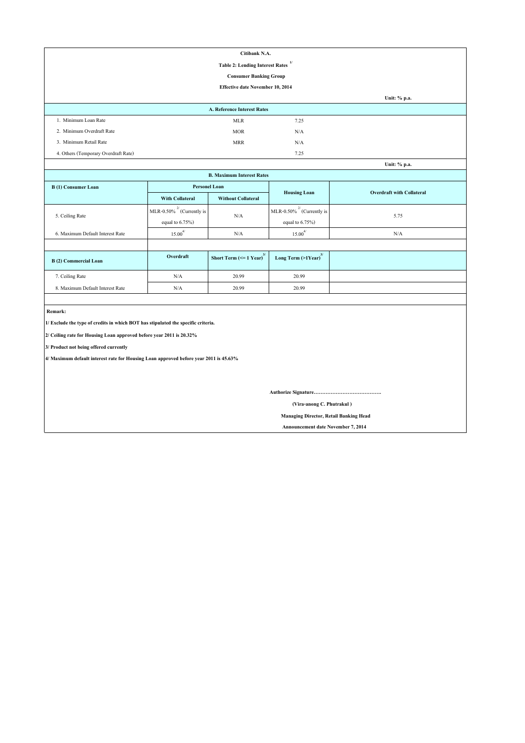**Citibank N.A.**

**Table 2: Lending Interest Rates [1/]**

**Consumer Banking Group**

**Effective date November 10, 2014**

Unit: % p.a.

| A. Reference Interest Rates | | |
|---|---|---|
| 1. Minimum Loan Rate | MLR | 7.25 |
| 2. Minimum Overdraft Rate | MOR | N/A |
| 3. Minimum Retail Rate | MRR | N/A |
| 4. Others (Temporary Overdraft Rate) | | 7.25 |

Unit: % p.a.

**B. Maximum Interest Rates**

| B (1) Consumer Loan | Personel Loan | | Housing Loan | Overdraft with Collateral |
|---|---|---|---|---|
| | With Collateral | Without Collateral | | |
| 5. Ceiling Rate | MLR-0.50% [2/] (Currently is equal to 6.75%) | N/A | MLR-0.50% [2/] (Currently is equal to 6.75%) | 5.75 |
| 6. Maximum Default Interest Rate | 15.00 [4/] | N/A | 15.00 [4/] | N/A |

| B (2) Commercial Loan | Overdraft | Short Term (<= 1 Year) [3/] | Long Term (>1Year) [3/] |
|---|---|---|---|
| 7. Ceiling Rate | N/A | 20.99 | 20.99 |
| 8. Maximum Default Interest Rate | N/A | 20.99 | 20.99 |

**Remark:**

**1/ Exclude the type of credits in which BOT has stipulated the specific criteria.**

**2/ Ceiling rate for Housing Loan approved before year 2011 is 20.32%**

**3/ Product not being offered currently**

**4/ Maximum default interest rate for Housing Loan approved before year 2011 is 45.63%**

**Authorize Signature………………………………….**

**(Vira-anong C. Phutrakul )**

**Managing Director, Retail Banking Head**

**Announcement date November 7, 2014**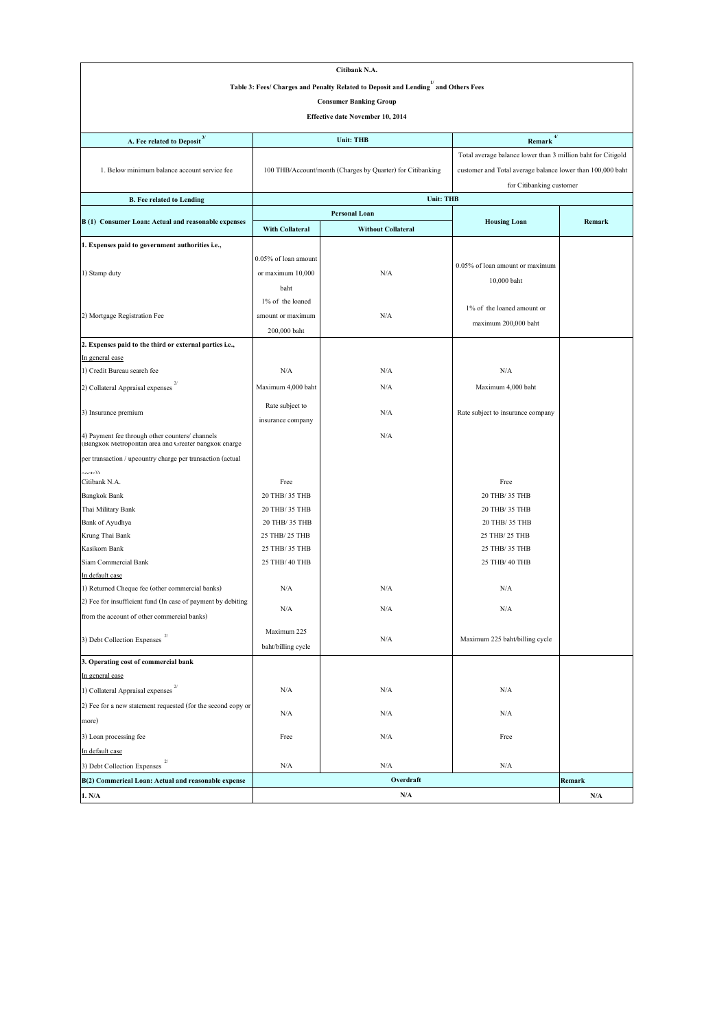**Citibank N.A.**

**Table 3: Fees/ Charges and Penalty Related to Deposit and Lending [1/] and Others Fees**

**Consumer Banking Group**

**Effective date November 10, 2014**

| A. Fee related to Deposit [3/] | Unit: THB | | Remark [4/] | |
|---|---|---|---|---|
| 1. Below minimum balance account service fee | 100 THB/Account/month (Charges by Quarter) for Citibanking | | Total average balance lower than 3 million baht for Citigold customer and Total average balance lower than 100,000 baht for Citibanking customer | |

| B. Fee related to Lending | Unit: THB | | | |
|---|---|---|---|---|
| **B (1) Consumer Loan: Actual and reasonable expenses** | **Personal Loan** | | **Housing Loan** | **Remark** |
| | **With Collateral** | **Without Collateral** | | |
| **1. Expenses paid to government authorities i.e.,** | | | | |
| 1) Stamp duty | 0.05% of loan amount or maximum 10,000 baht | N/A | 0.05% of loan amount or maximum 10,000 baht | |
| 2) Mortgage Registration Fee | 1% of the loaned amount or maximum 200,000 baht | N/A | 1% of the loaned amount or maximum 200,000 baht | |
| **2. Expenses paid to the third or external parties i.e.,** | | | | |
| In general case | | | | |
| 1) Credit Bureau search fee | N/A | N/A | N/A | |
| 2) Collateral Appraisal expenses [2/] | Maximum 4,000 baht | N/A | Maximum 4,000 baht | |
| 3) Insurance premium | Rate subject to insurance company | N/A | Rate subject to insurance company | |
| 4) Payment fee through other counters/ channels (Bangkok Metropolitan area and Greater bangkok charge per transaction / upcountry charge per transaction (actual costs)) | | N/A | | |
| Citibank N.A. | Free | | Free | |
| Bangkok Bank | 20 THB/ 35 THB | | 20 THB/ 35 THB | |
| Thai Military Bank | 20 THB/ 35 THB | | 20 THB/ 35 THB | |
| Bank of Ayudhya | 20 THB/ 35 THB | | 20 THB/ 35 THB | |
| Krung Thai Bank | 25 THB/ 25 THB | | 25 THB/ 25 THB | |
| Kasikorn Bank | 25 THB/ 35 THB | | 25 THB/ 35 THB | |
| Siam Commercial Bank | 25 THB/ 40 THB | | 25 THB/ 40 THB | |
| In default case | | | | |
| 1) Returned Cheque fee (other commercial banks) | N/A | N/A | N/A | |
| 2) Fee for insufficient fund (In case of payment by debiting from the account of other commercial banks) | N/A | N/A | N/A | |
| 3) Debt Collection Expenses [2/] | Maximum 225 baht/billing cycle | N/A | Maximum 225 baht/billing cycle | |
| **3. Operating cost of commercial bank** | | | | |
| In general case | | | | |
| 1) Collateral Appraisal expenses [2/] | N/A | N/A | N/A | |
| 2) Fee for a new statement requested (for the second copy or more) | N/A | N/A | N/A | |
| 3) Loan processing fee | Free | N/A | Free | |
| In default case | | | | |
| 3) Debt Collection Expenses [2/] | N/A | N/A | N/A | |
| **B(2) Commerical Loan: Actual and reasonable expense** | **Overdraft** | | | **Remark** |
| **1. N/A** | **N/A** | | | **N/A** |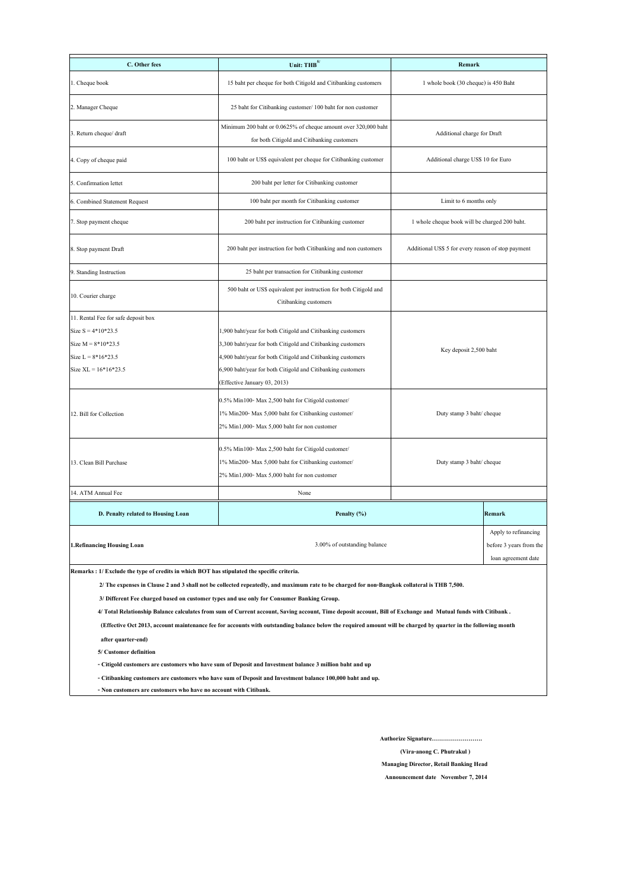| C. Other fees | Unit: THB[5/] | Remark |
|---|---|---|
| 1. Cheque book | 15 baht per cheque for both Citigold and Citibanking customers | 1 whole book (30 cheque) is 450 Baht |
| 2. Manager Cheque | 25 baht for Citibanking customer/ 100 baht for non customer | |
| 3. Return cheque/ draft | Minimum 200 baht or 0.0625% of cheque amount over 320,000 baht for both Citigold and Citibanking customers | Additional charge for Draft |
| 4. Copy of cheque paid | 100 baht or US$ equivalent per cheque for Citibanking customer | Additional charge US$ 10 for Euro |
| 5. Confirmation lettet | 200 baht per letter for Citibanking customer | |
| 6. Combined Statement Request | 100 baht per month for Citibanking customer | Limit to 6 months only |
| 7. Stop payment cheque | 200 baht per instruction for Citibanking customer | 1 whole cheque book will be charged 200 baht. |
| 8. Stop payment Draft | 200 baht per instruction for both Citibanking and non customers | Additional US$ 5 for every reason of stop payment |
| 9. Standing Instruction | 25 baht per transaction for Citibanking customer | |
| 10. Courier charge | 500 baht or US$ equivalent per instruction for both Citigold and Citibanking customers | |
| 11. Rental Fee for safe deposit box<br>Size S = 4*10*23.5<br>Size M = 8*10*23.5<br>Size L = 8*16*23.5<br>Size XL = 16*16*23.5 | 1,900 baht/year for both Citigold and Citibanking customers<br>3,300 baht/year for both Citigold and Citibanking customers<br>4,900 baht/year for both Citigold and Citibanking customers<br>6,900 baht/year for both Citigold and Citibanking customers<br>(Effective January 03, 2013) | Key deposit 2,500 baht |
| 12. Bill for Collection | 0.5% Min100- Max 2,500 baht for Citigold customer/<br>1% Min200- Max 5,000 baht for Citibanking customer/<br>2% Min1,000- Max 5,000 baht for non customer | Duty stamp 3 baht/ cheque |
| 13. Clean Bill Purchase | 0.5% Min100- Max 2,500 baht for Citigold customer/<br>1% Min200- Max 5,000 baht for Citibanking customer/<br>2% Min1,000- Max 5,000 baht for non customer | Duty stamp 3 baht/ cheque |
| 14. ATM Annual Fee | None | |

| D. Penalty related to Housing Loan | Penalty (%) | Remark |
|---|---|---|
| **1.Refinancing Housing Loan** | 3.00% of outstanding balance | Apply to refinancing before 3 years from the loan agreement date |

**Remarks : 1/ Exclude the type of credits in which BOT has stipulated the specific criteria.**

**2/ The expenses in Clause 2 and 3 shall not be collected repeatedly, and maximum rate to be charged for non-Bangkok collateral is THB 7,500.**

**3/ Different Fee charged based on customer types and use only for Consumer Banking Group.**

**4/ Total Relationship Balance calculates from sum of Current account, Saving account, Time deposit account, Bill of Exchange and Mutual funds with Citibank .**

**(Effective Oct 2013, account maintenance fee for accounts with outstanding balance below the required amount will be charged by quarter in the following month after quarter-end)**

**5/ Customer definition**

**- Citigold customers are customers who have sum of Deposit and Investment balance 3 million baht and up**

**- Citibanking customers are customers who have sum of Deposit and Investment balance 100,000 baht and up.**

**- Non customers are customers who have no account with Citibank.**

**Authorize Signature…………………….**

**(Vira-anong C. Phutrakul )**

**Managing Director, Retail Banking Head**

**Announcement date November 7, 2014**